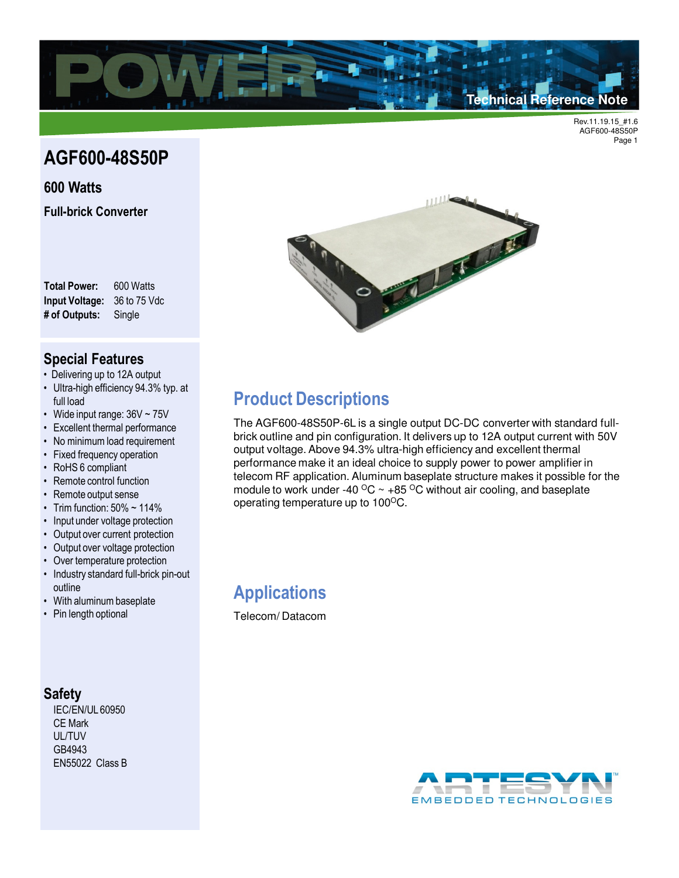# AGF600-48S50P

## 600 Watts

### Full-brick Converter

**Total Power:** 600 Watts
**Input Voltage:** 36 to 75 Vdc
**# of Outputs:** Single

## Special Features

- Delivering up to 12A output
- Ultra-high efficiency 94.3% typ. at full load
- Wide input range: 36V ~ 75V
- Excellent thermal performance
- No minimum load requirement
- Fixed frequency operation
- RoHS 6 compliant
- Remote control function
- Remote output sense
- Trim function: 50% ~ 114%
- Input under voltage protection
- Output over current protection
- Output over voltage protection
- Over temperature protection
- Industry standard full-brick pin-out outline
- With aluminum baseplate
- Pin length optional

## Safety

IEC/EN/UL 60950
CE Mark
UL/TUV
GB4943
EN55022 Class B

## Product Descriptions

The AGF600-48S50P-6L is a single output DC-DC converter with standard full-brick outline and pin configuration. It delivers up to 12A output current with 50V output voltage. Above 94.3% ultra-high efficiency and excellent thermal performance make it an ideal choice to supply power to power amplifier in telecom RF application. Aluminum baseplate structure makes it possible for the module to work under -40 $^{O}$C ~ +85 $^{O}$C without air cooling, and baseplate operating temperature up to 100$^{O}$C.

## Applications

Telecom/ Datacom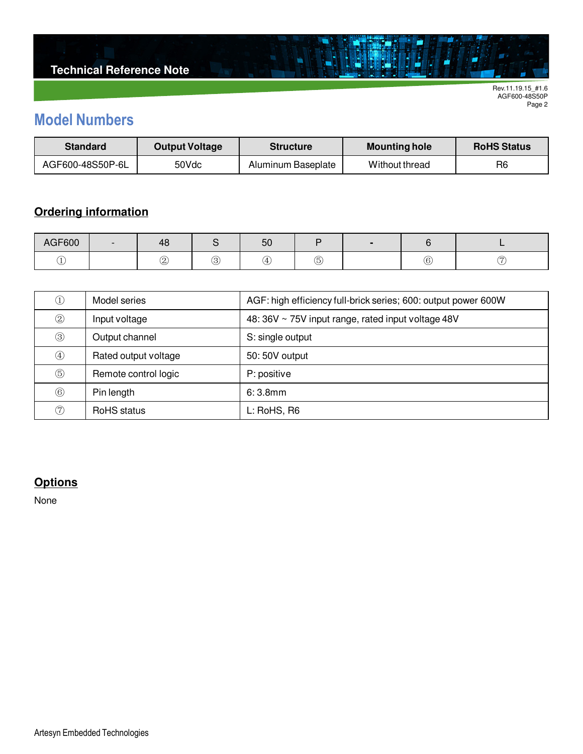## Model Numbers

| Standard | Output Voltage | Structure | Mounting hole | RoHS Status |
|---|---|---|---|---|
| AGF600-48S50P-6L | 50Vdc | Aluminum Baseplate | Without thread | R6 |

### Ordering information

| AGF600 | - | 48 | S | 50 | P | - | 6 | L |
|---|---|---|---|---|---|---|---|---|
| ① | | ② | ③ | ④ | ⑤ | | ⑥ | ⑦ |

| | | |
|---|---|---|
| ① | Model series | AGF: high efficiency full-brick series; 600: output power 600W |
| ② | Input voltage | 48: 36V ~ 75V input range, rated input voltage 48V |
| ③ | Output channel | S: single output |
| ④ | Rated output voltage | 50: 50V output |
| ⑤ | Remote control logic | P: positive |
| ⑥ | Pin length | 6: 3.8mm |
| ⑦ | RoHS status | L: RoHS, R6 |

### Options

None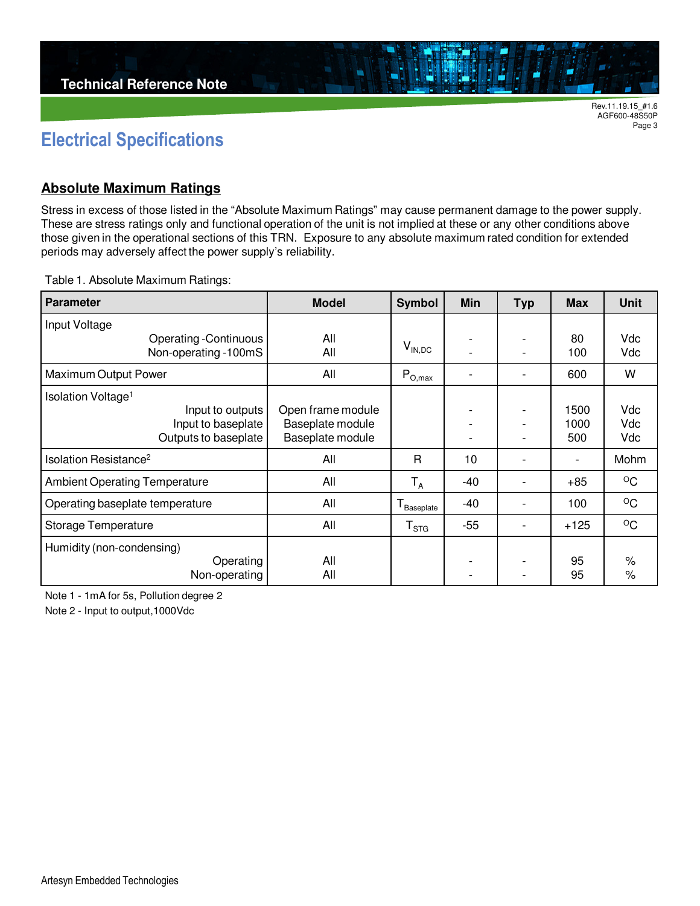# Electrical Specifications

## Absolute Maximum Ratings

Stress in excess of those listed in the “Absolute Maximum Ratings” may cause permanent damage to the power supply. These are stress ratings only and functional operation of the unit is not implied at these or any other conditions above those given in the operational sections of this TRN. Exposure to any absolute maximum rated condition for extended periods may adversely affect the power supply’s reliability.

Table 1. Absolute Maximum Ratings:

| Parameter | Model | Symbol | Min | Typ | Max | Unit |
|---|---|---|---|---|---|---|
| Input Voltage | | | | | | |
| Operating -Continuous | All | $V_{IN,DC}$ | - | - | 80 | Vdc |
| Non-operating -100mS | All | | - | - | 100 | Vdc |
| Maximum Output Power | All | $P_{O,max}$ | - | - | 600 | W |
| Isolation Voltage[1] | | | | | | |
| Input to outputs | Open frame module | | - | - | 1500 | Vdc |
| Input to baseplate | Baseplate module | | - | - | 1000 | Vdc |
| Outputs to baseplate | Baseplate module | | - | - | 500 | Vdc |
| Isolation Resistance[2] | All | R | 10 | - | - | Mohm |
| Ambient Operating Temperature | All | $T_A$ | -40 | - | +85 | $^{O}$C |
| Operating baseplate temperature | All | $T_{Baseplate}$ | -40 | - | 100 | $^{O}$C |
| Storage Temperature | All | $T_{STG}$ | -55 | - | +125 | $^{O}$C |
| Humidity (non-condensing) | | | | | | |
| Operating | All | | - | - | 95 | % |
| Non-operating | All | | - | - | 95 | % |

Note 1 - 1mA for 5s, Pollution degree 2

Note 2 - Input to output,1000Vdc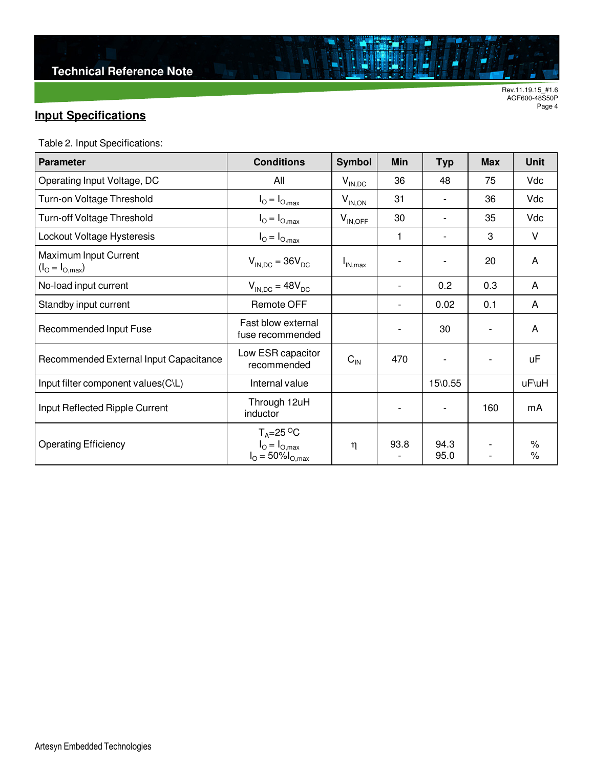## Input Specifications

Table 2. Input Specifications:

| Parameter | Conditions | Symbol | Min | Typ | Max | Unit |
|---|---|---|---|---|---|---|
| Operating Input Voltage, DC | All | $V_{IN,DC}$ | 36 | 48 | 75 | Vdc |
| Turn-on Voltage Threshold | $I_O = I_{O,max}$ | $V_{IN,ON}$ | 31 | - | 36 | Vdc |
| Turn-off Voltage Threshold | $I_O = I_{O,max}$ | $V_{IN,OFF}$ | 30 | - | 35 | Vdc |
| Lockout Voltage Hysteresis | $I_O = I_{O,max}$ | | 1 | - | 3 | V |
| Maximum Input Current ($I_O = I_{O,max}$) | $V_{IN,DC} = 36V_{DC}$ | $I_{IN,max}$ | - | - | 20 | A |
| No-load input current | $V_{IN,DC} = 48V_{DC}$ | | - | 0.2 | 0.3 | A |
| Standby input current | Remote OFF | | - | 0.02 | 0.1 | A |
| Recommended Input Fuse | Fast blow external fuse recommended | | - | 30 | - | A |
| Recommended External Input Capacitance | Low ESR capacitor recommended | $C_{IN}$ | 470 | - | - | uF |
| Input filter component values(C\L) | Internal value | | | 15\0.55 | | uF\uH |
| Input Reflected Ripple Current | Through 12uH inductor | | - | - | 160 | mA |
| Operating Efficiency | $T_A$=25 °C<br>$I_O = I_{O,max}$<br>$I_O = 50\%I_{O,max}$ | η | 93.8<br>- | 94.3<br>95.0 | -<br>- | %<br>% |

Artesyn Embedded Technologies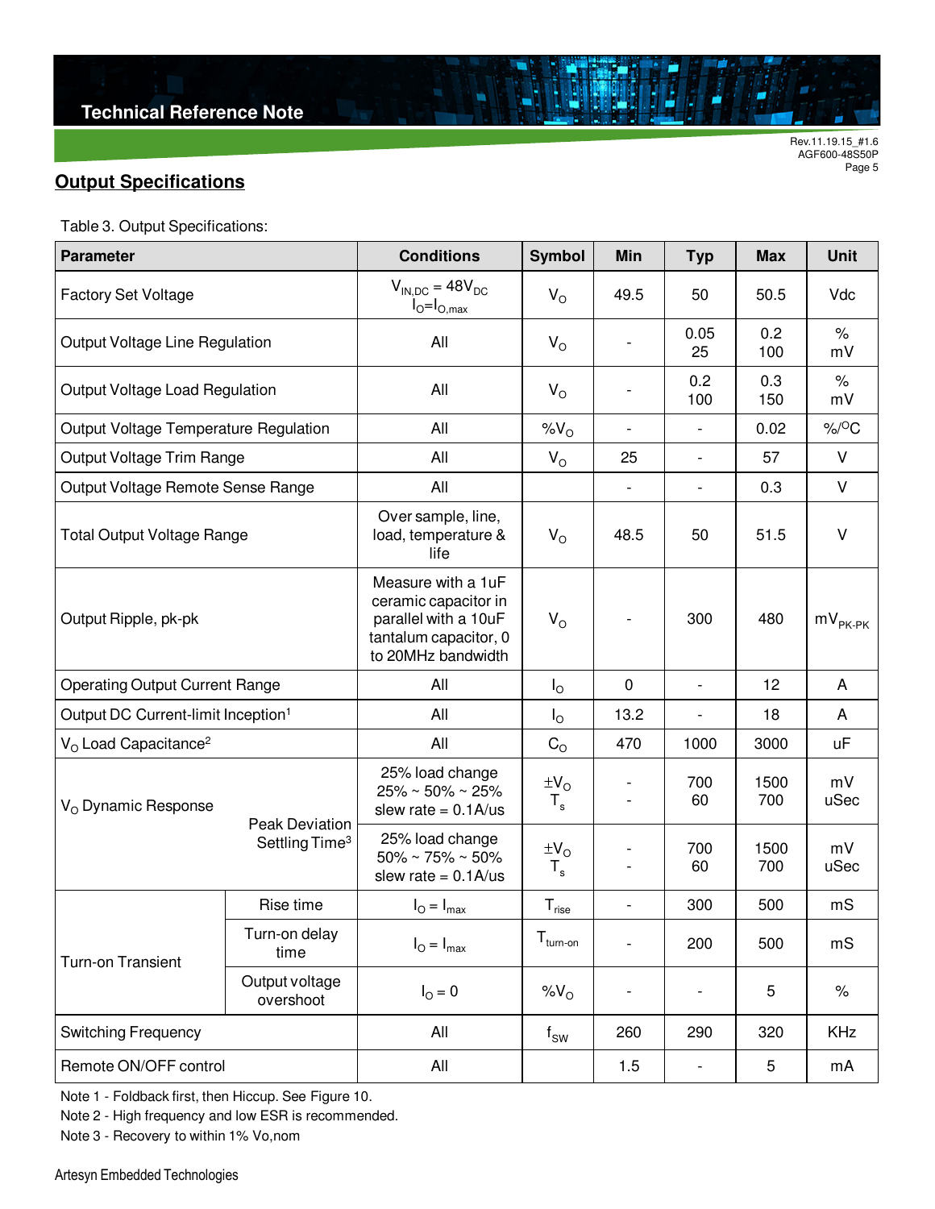## Output Specifications

Table 3. Output Specifications:

| Parameter | | Conditions | Symbol | Min | Typ | Max | Unit |
|---|---|---|---|---|---|---|---|
| Factory Set Voltage | | $V_{IN,DC}$ = 48$V_{DC}$ $I_O$=$I_{O,max}$ | $V_O$ | 49.5 | 50 | 50.5 | Vdc |
| Output Voltage Line Regulation | | All | $V_O$ | - | 0.05<br>25 | 0.2<br>100 | %<br>mV |
| Output Voltage Load Regulation | | All | $V_O$ | - | 0.2<br>100 | 0.3<br>150 | %<br>mV |
| Output Voltage Temperature Regulation | | All | $\%V_O$ | - | - | 0.02 | %/$^O$C |
| Output Voltage Trim Range | | All | $V_O$ | 25 | - | 57 | V |
| Output Voltage Remote Sense Range | | All | | - | - | 0.3 | V |
| Total Output Voltage Range | | Over sample, line, load, temperature & life | $V_O$ | 48.5 | 50 | 51.5 | V |
| Output Ripple, pk-pk | | Measure with a 1uF ceramic capacitor in parallel with a 10uF tantalum capacitor, 0 to 20MHz bandwidth | $V_O$ | - | 300 | 480 | $mV_{PK-PK}$ |
| Operating Output Current Range | | All | $I_O$ | 0 | - | 12 | A |
| Output DC Current-limit Inception[1] | | All | $I_O$ | 13.2 | - | 18 | A |
| $V_O$ Load Capacitance[2] | | All | $C_O$ | 470 | 1000 | 3000 | uF |
| $V_O$ Dynamic Response | Peak Deviation<br>Settling Time[3] | 25% load change 25% ~ 50% ~ 25% slew rate = 0.1A/us | $\pm V_O$<br>$T_s$ | -<br>- | 700<br>60 | 1500<br>700 | mV<br>uSec |
| | | 25% load change 50% ~ 75% ~ 50% slew rate = 0.1A/us | $\pm V_O$<br>$T_s$ | -<br>- | 700<br>60 | 1500<br>700 | mV<br>uSec |
| Turn-on Transient | Rise time | $I_O$ = $I_{max}$ | $T_{rise}$ | - | 300 | 500 | mS |
| | Turn-on delay time | $I_O$ = $I_{max}$ | $T_{turn-on}$ | - | 200 | 500 | mS |
| | Output voltage overshoot | $I_O$ = 0 | $\%V_O$ | - | - | 5 | % |
| Switching Frequency | | All | $f_{SW}$ | 260 | 290 | 320 | KHz |
| Remote ON/OFF control | | All | | 1.5 | - | 5 | mA |

Note 1 - Foldback first, then Hiccup. See Figure 10.

Note 2 - High frequency and low ESR is recommended.

Note 3 - Recovery to within 1% Vo,nom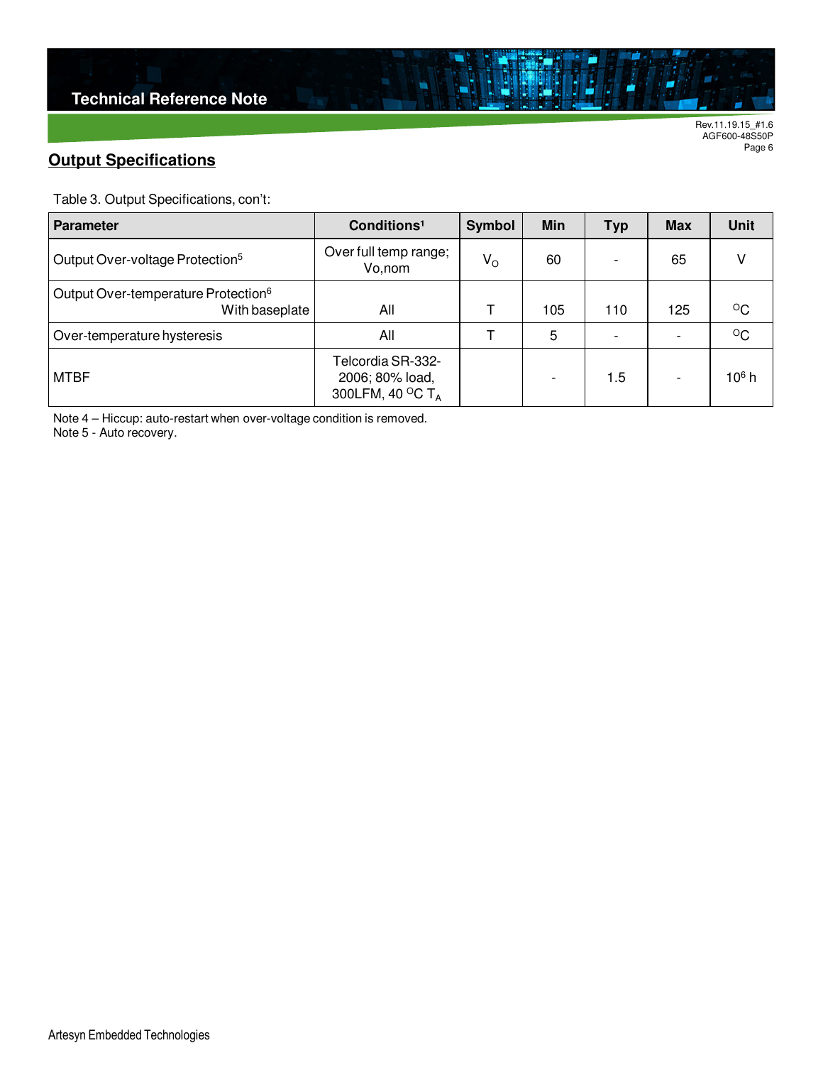## Output Specifications

Table 3. Output Specifications, con't:

| Parameter | Conditions[1] | Symbol | Min | Typ | Max | Unit |
|---|---|---|---|---|---|---|
| Output Over-voltage Protection[5] | Over full temp range; Vo,nom | $V_O$ | 60 | - | 65 | V |
| Output Over-temperature Protection[6] With baseplate | All | T | 105 | 110 | 125 | $^{O}C$ |
| Over-temperature hysteresis | All | T | 5 | - | - | $^{O}C$ |
| MTBF | Telcordia SR-332-2006; 80% load, 300LFM, 40 $^{O}C$ $T_A$ | | - | 1.5 | - | $10^6$ h |

Note 4 – Hiccup: auto-restart when over-voltage condition is removed.
Note 5 - Auto recovery.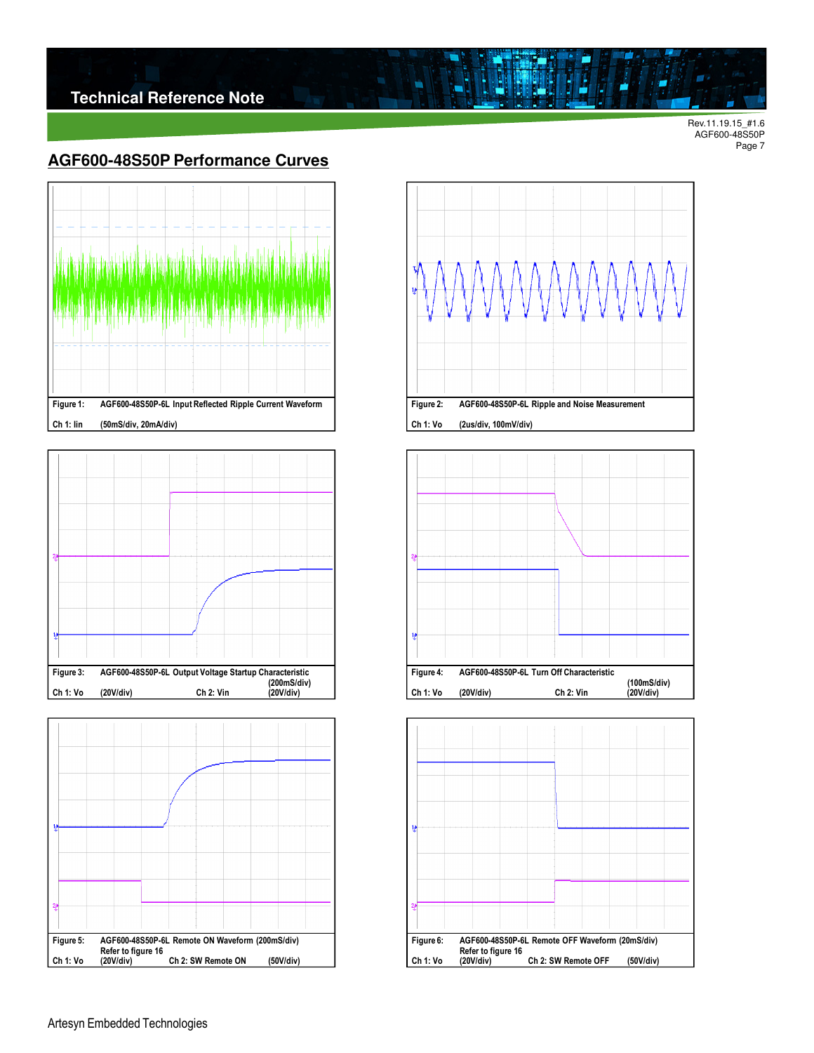## AGF600-48S50P Performance Curves

Figure 1: AGF600-48S50P-6L Input Reflected Ripple Current Waveform

Ch 1: Iin (50mS/div, 20mA/div)

Figure 2: AGF600-48S50P-6L Ripple and Noise Measurement

Ch 1: Vo (2us/div, 100mV/div)

Figure 3: AGF600-48S50P-6L Output Voltage Startup Characteristic (200mS/div)

Ch 1: Vo (20V/div) Ch 2: Vin (20V/div)

Figure 4: AGF600-48S50P-6L Turn Off Characteristic (100mS/div)

Ch 1: Vo (20V/div) Ch 2: Vin (20V/div)

Figure 5: AGF600-48S50P-6L Remote ON Waveform (200mS/div) Refer to figure 16

Ch 1: Vo (20V/div) Ch 2: SW Remote ON (50V/div)

Figure 6: AGF600-48S50P-6L Remote OFF Waveform (20mS/div) Refer to figure 16

Ch 1: Vo (20V/div) Ch 2: SW Remote OFF (50V/div)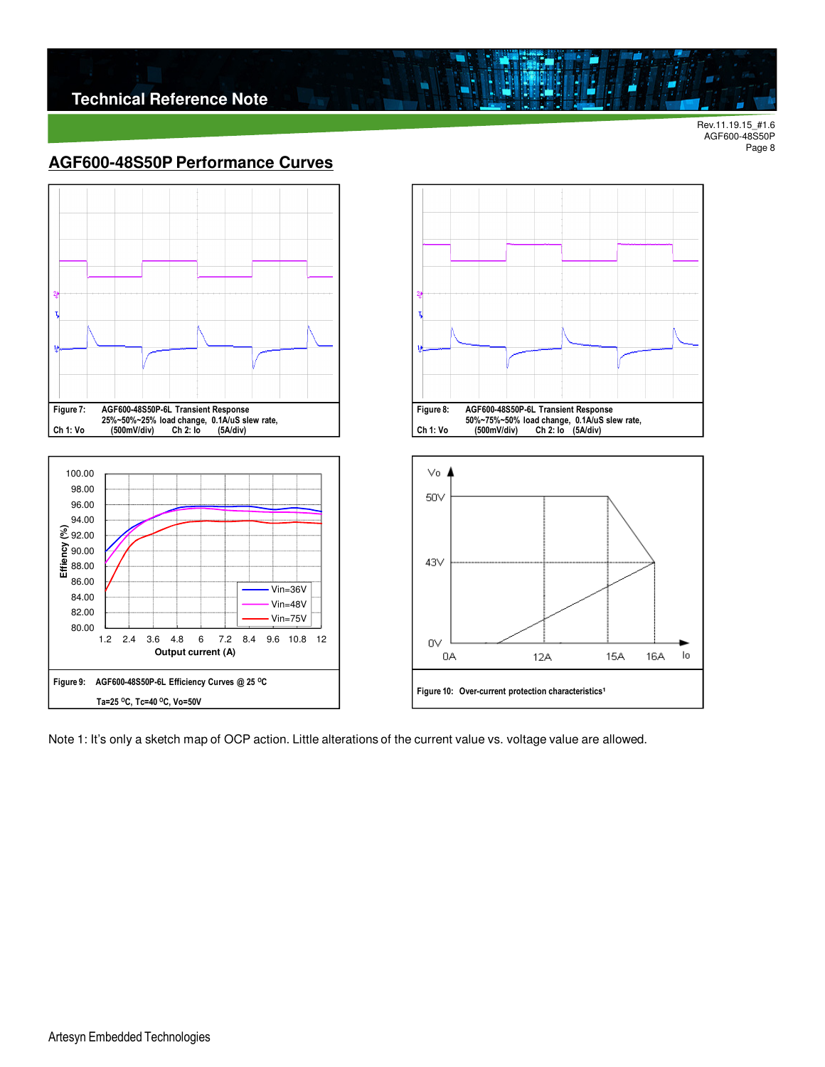## AGF600-48S50P Performance Curves

Figure 7: AGF600-48S50P-6L Transient Response 25%~50%~25% load change, 0.1A/uS slew rate,
Ch 1: Vo (500mV/div) Ch 2: Io (5A/div)

Figure 8: AGF600-48S50P-6L Transient Response 50%~75%~50% load change, 0.1A/uS slew rate,
Ch 1: Vo (500mV/div) Ch 2: Io (5A/div)

Figure 9: AGF600-48S50P-6L Efficiency Curves @ 25 °C
Ta=25 °C, Tc=40 °C, Vo=50V

Figure 10: Over-current protection characteristics[1]

Note 1: It's only a sketch map of OCP action. Little alterations of the current value vs. voltage value are allowed.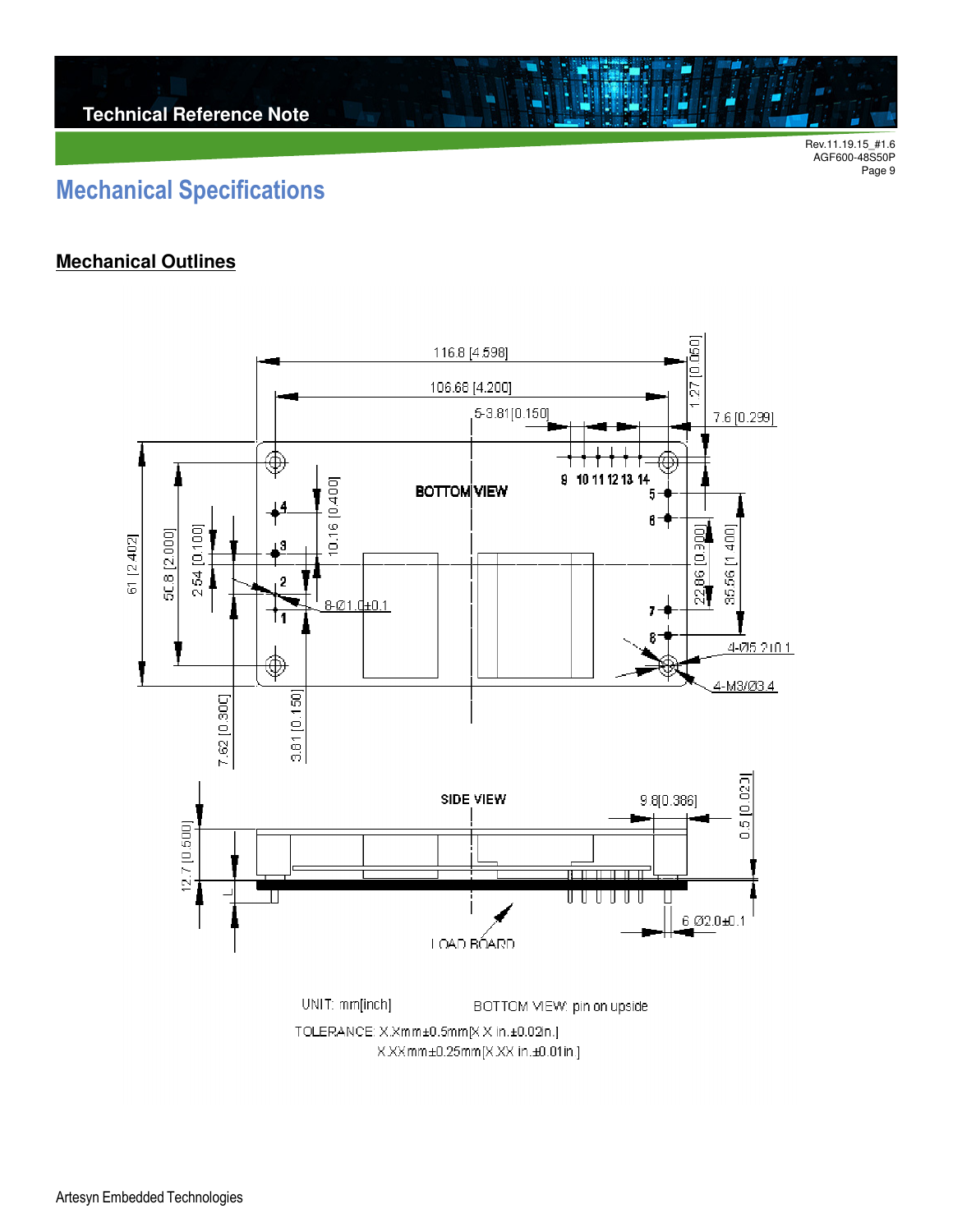# Mechanical Specifications

## Mechanical Outlines

116.8 [4.598]

106.68 [4.200]

5-3.81 [0.150]

1.27 [0.050]

7.6 [0.299]

BOTTOM VIEW

9 10 11 12 13 14

5

6

7

8

1

2

3

4

61 [2.402]

50.8 [2.000]

2.54 [0.100]

10.16 [0.400]

8-Ø1.0±0.1

22.86 [0.900]

35.56 [1.400]

4-Ø5.2±0.1

4-M3/Ø3.4

7.62 [0.300]

3.81 [0.150]

SIDE VIEW

9.8 [0.386]

0.5 [0.02]

12.7 [0.500]

L

6-Ø2.0±0.1

LOAD BOARD

UNIT: mm[inch]

BOTTOM VIEW: pin on upside

TOLERANCE: X.Xmm±0.5mm[X.X in.±0.02in.]

X.XXmm±0.25mm[X.XX in.±0.01in.]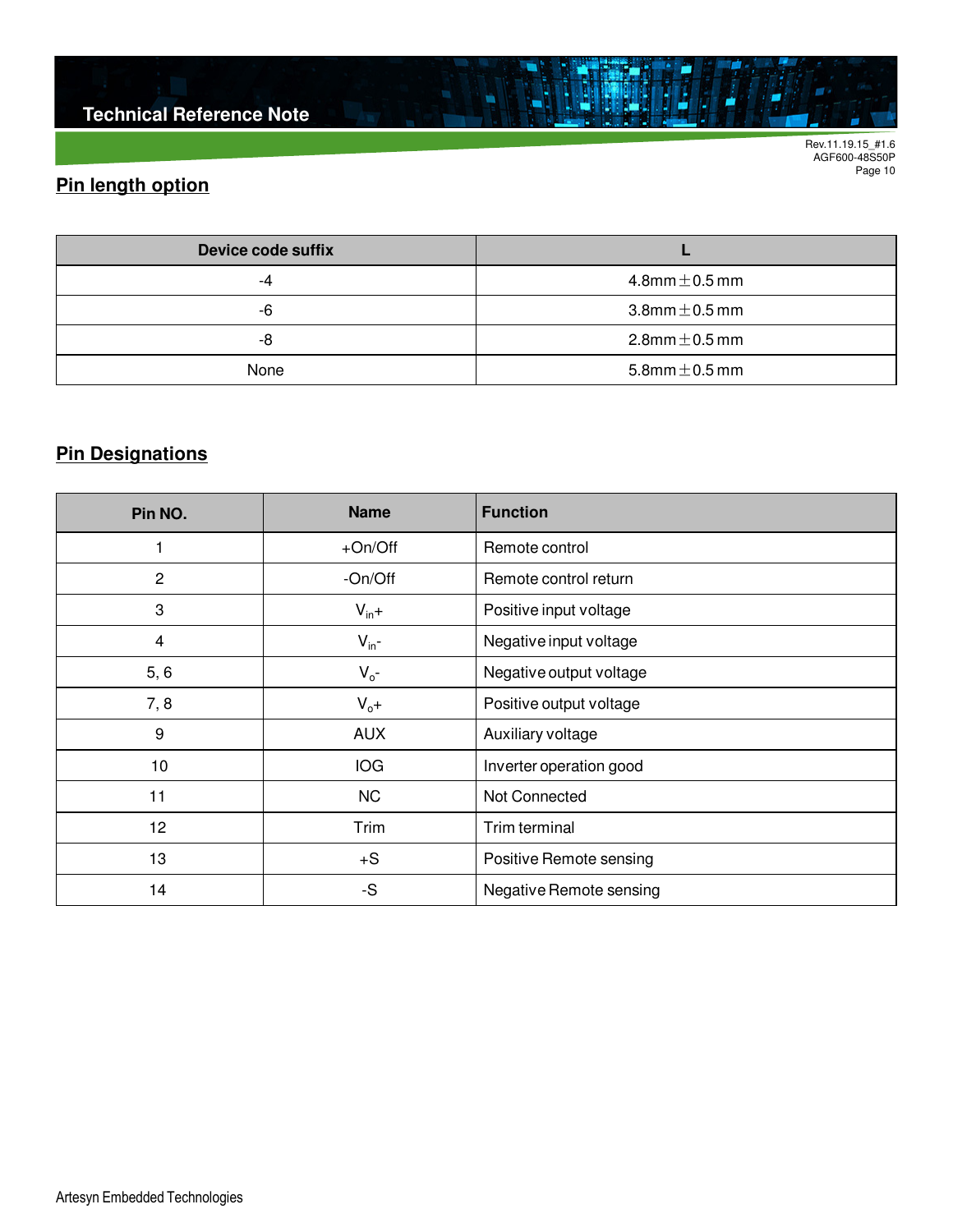## Pin length option

| Device code suffix | L |
|---|---|
| -4 | 4.8mm±0.5 mm |
| -6 | 3.8mm±0.5 mm |
| -8 | 2.8mm±0.5 mm |
| None | 5.8mm±0.5 mm |

## Pin Designations

| Pin NO. | Name | Function |
|---|---|---|
| 1 | +On/Off | Remote control |
| 2 | -On/Off | Remote control return |
| 3 | $V_{in}$+ | Positive input voltage |
| 4 | $V_{in}$- | Negative input voltage |
| 5, 6 | $V_o$- | Negative output voltage |
| 7, 8 | $V_o$+ | Positive output voltage |
| 9 | AUX | Auxiliary voltage |
| 10 | IOG | Inverter operation good |
| 11 | NC | Not Connected |
| 12 | Trim | Trim terminal |
| 13 | +S | Positive Remote sensing |
| 14 | -S | Negative Remote sensing |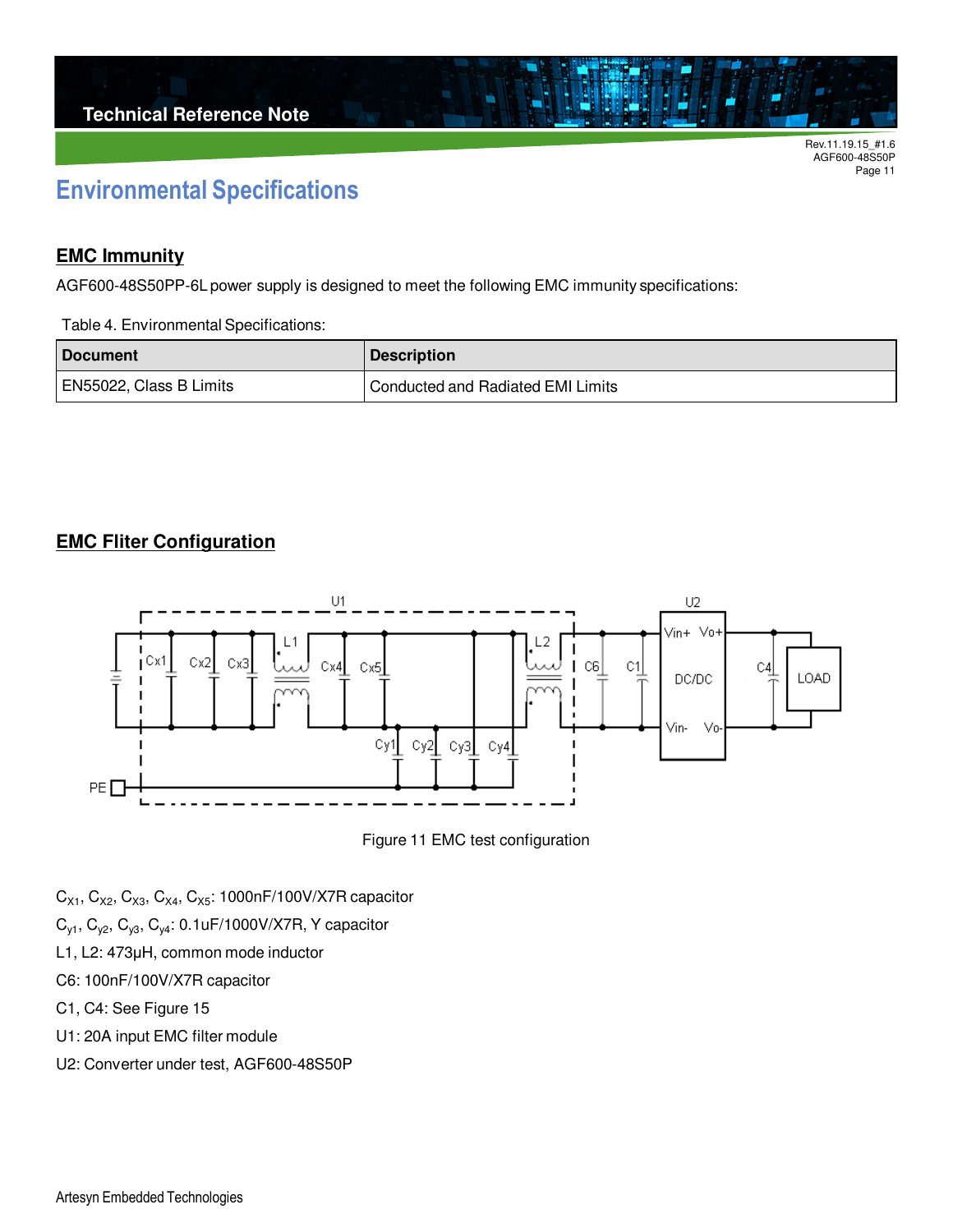# Environmental Specifications

## EMC Immunity

AGF600-48S50PP-6L power supply is designed to meet the following EMC immunity specifications:

Table 4. Environmental Specifications:

| Document | Description |
| --- | --- |
| EN55022, Class B Limits | Conducted and Radiated EMI Limits |

## EMC Fliter Configuration

Figure 11 EMC test configuration

$C_{X1}$, $C_{X2}$, $C_{X3}$, $C_{X4}$, $C_{X5}$: 1000nF/100V/X7R capacitor

$C_{y1}$, $C_{y2}$, $C_{y3}$, $C_{y4}$: 0.1uF/1000V/X7R, Y capacitor

L1, L2: 473μH, common mode inductor

C6: 100nF/100V/X7R capacitor

C1, C4: See Figure 15

U1: 20A input EMC filter module

U2: Converter under test, AGF600-48S50P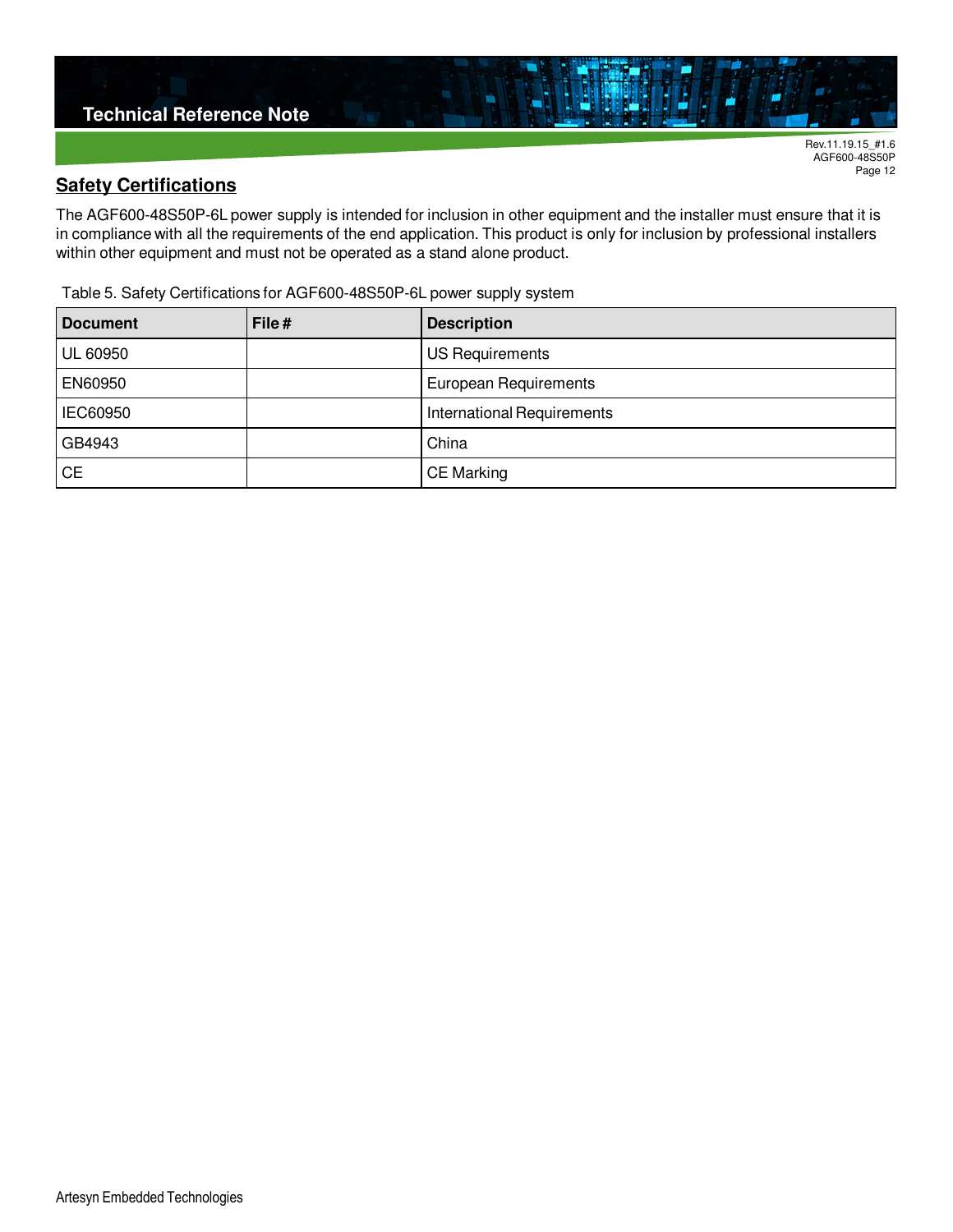## Safety Certifications

The AGF600-48S50P-6L power supply is intended for inclusion in other equipment and the installer must ensure that it is in compliance with all the requirements of the end application. This product is only for inclusion by professional installers within other equipment and must not be operated as a stand alone product.

Table 5. Safety Certifications for AGF600-48S50P-6L power supply system

| Document | File # | Description |
|---|---|---|
| UL 60950 | | US Requirements |
| EN60950 | | European Requirements |
| IEC60950 | | International Requirements |
| GB4943 | | China |
| CE | | CE Marking |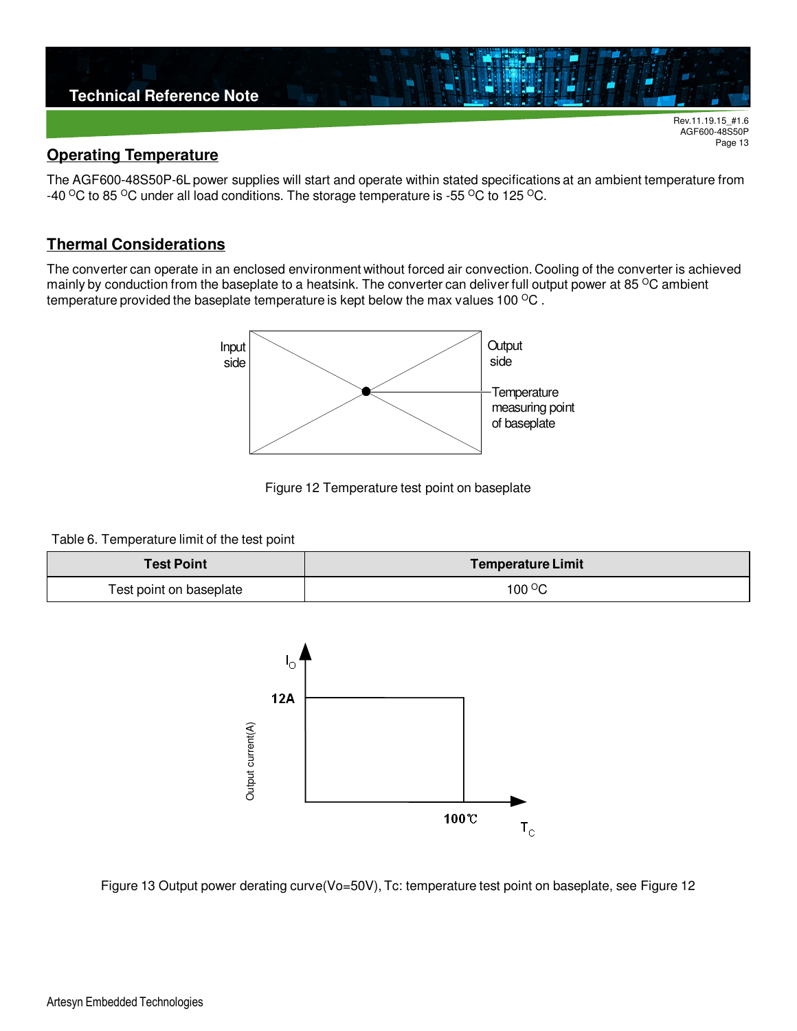## Operating Temperature

The AGF600-48S50P-6L power supplies will start and operate within stated specifications at an ambient temperature from -40 °C to 85 °C under all load conditions. The storage temperature is -55 °C to 125 °C.

## Thermal Considerations

The converter can operate in an enclosed environment without forced air convection. Cooling of the converter is achieved mainly by conduction from the baseplate to a heatsink. The converter can deliver full output power at 85 °C ambient temperature provided the baseplate temperature is kept below the max values 100 °C .

Figure 12 Temperature test point on baseplate

Table 6. Temperature limit of the test point

| Test Point | Temperature Limit |
| --- | --- |
| Test point on baseplate | 100 °C |

Figure 13 Output power derating curve(Vo=50V), Tc: temperature test point on baseplate, see Figure 12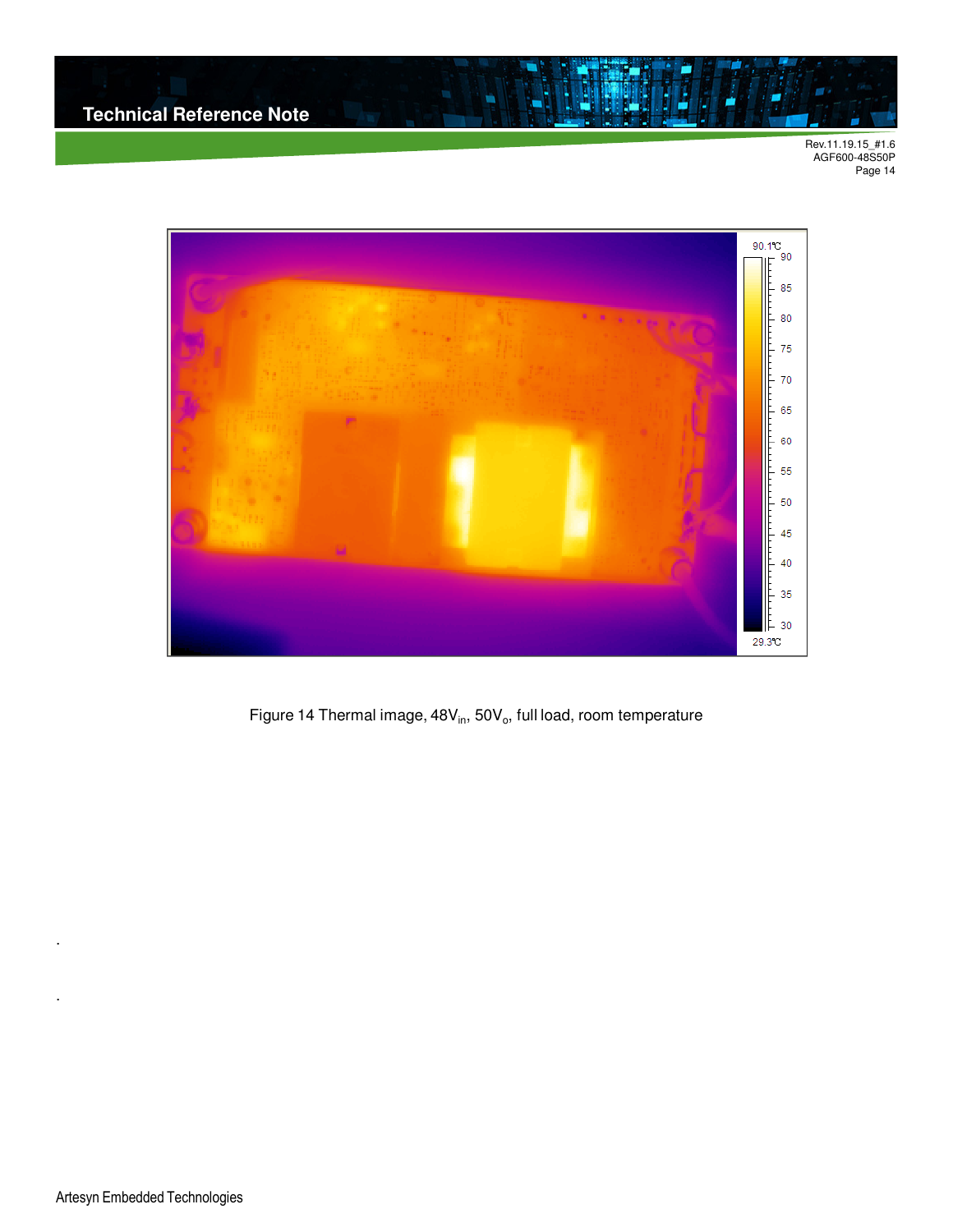Figure 14 Thermal image, $48V_{in}$, $50V_o$, full load, room temperature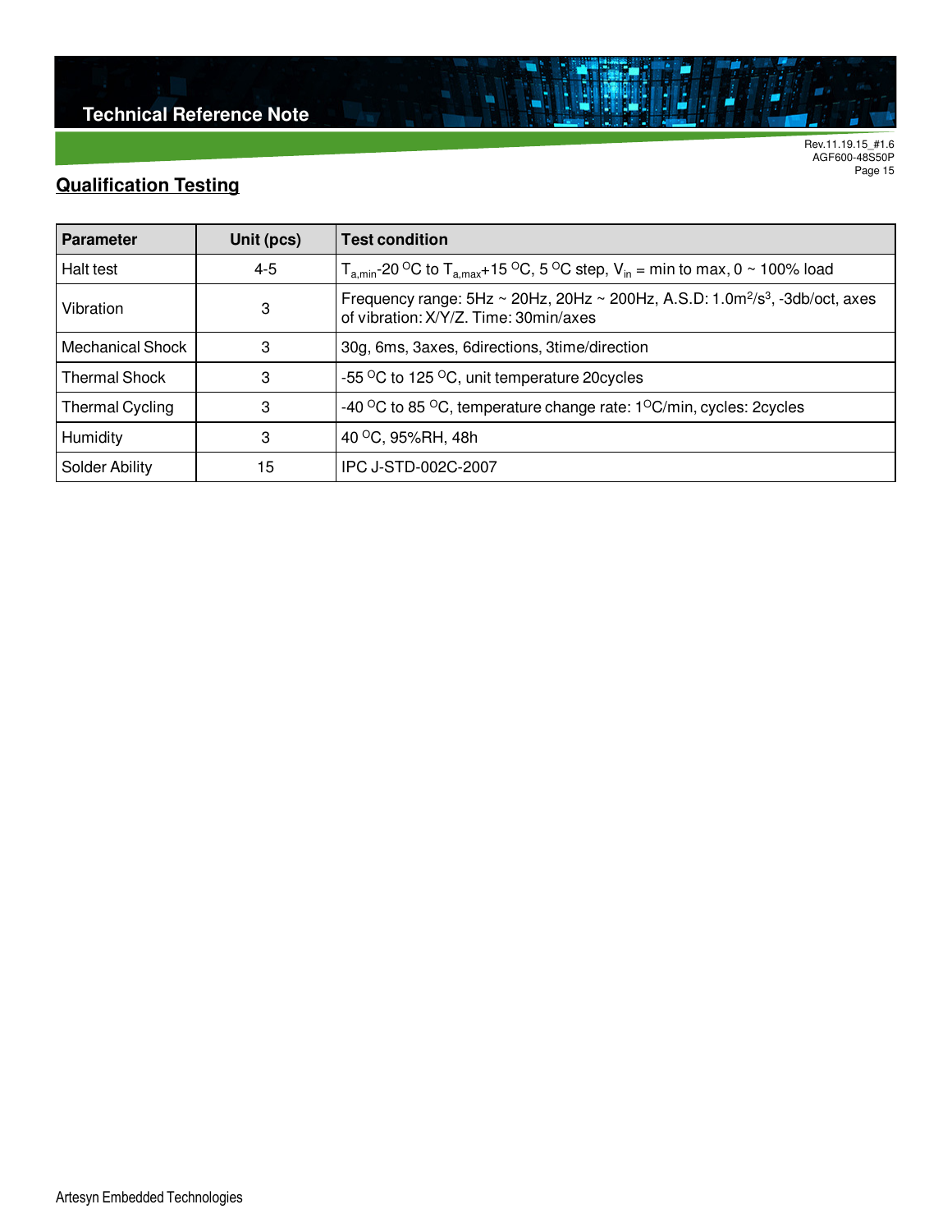## Qualification Testing

| Parameter | Unit (pcs) | Test condition |
|---|---|---|
| Halt test | 4-5 | $T_{a,min}$-20 $^{O}$C to $T_{a,max}$+15 $^{O}$C, 5 $^{O}$C step, $V_{in}$ = min to max, 0 ~ 100% load |
| Vibration | 3 | Frequency range: 5Hz ~ 20Hz, 20Hz ~ 200Hz, A.S.D: 1.0m$^2$/s$^3$, -3db/oct, axes of vibration: X/Y/Z. Time: 30min/axes |
| Mechanical Shock | 3 | 30g, 6ms, 3axes, 6directions, 3time/direction |
| Thermal Shock | 3 | -55 $^{O}$C to 125 $^{O}$C, unit temperature 20cycles |
| Thermal Cycling | 3 | -40 $^{O}$C to 85 $^{O}$C, temperature change rate: 1$^{O}$C/min, cycles: 2cycles |
| Humidity | 3 | 40 $^{O}$C, 95%RH, 48h |
| Solder Ability | 15 | IPC J-STD-002C-2007 |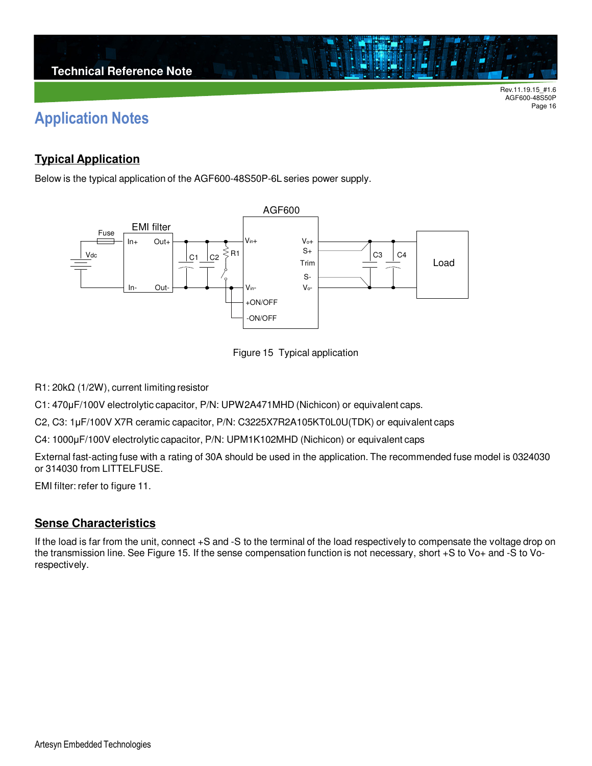# Application Notes

## Typical Application

Below is the typical application of the AGF600-48S50P-6L series power supply.

Figure 15 Typical application

R1: 20kΩ (1/2W), current limiting resistor

C1: 470μF/100V electrolytic capacitor, P/N: UPW2A471MHD (Nichicon) or equivalent caps.

C2, C3: 1μF/100V X7R ceramic capacitor, P/N: C3225X7R2A105KT0L0U(TDK) or equivalent caps

C4: 1000μF/100V electrolytic capacitor, P/N: UPM1K102MHD (Nichicon) or equivalent caps

External fast-acting fuse with a rating of 30A should be used in the application. The recommended fuse model is 0324030 or 314030 from LITTELFUSE.

EMI filter: refer to figure 11.

## Sense Characteristics

If the load is far from the unit, connect +S and -S to the terminal of the load respectively to compensate the voltage drop on the transmission line. See Figure 15. If the sense compensation function is not necessary, short +S to Vo+ and -S to Vo- respectively.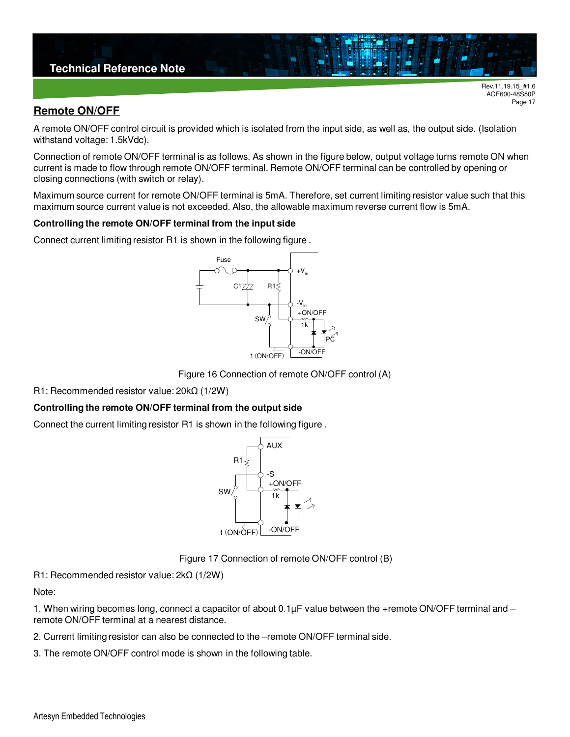## Remote ON/OFF

A remote ON/OFF control circuit is provided which is isolated from the input side, as well as, the output side. (Isolation withstand voltage: 1.5kVdc).

Connection of remote ON/OFF terminal is as follows. As shown in the figure below, output voltage turns remote ON when current is made to flow through remote ON/OFF terminal. Remote ON/OFF terminal can be controlled by opening or closing connections (with switch or relay).

Maximum source current for remote ON/OFF terminal is 5mA. Therefore, set current limiting resistor value such that this maximum source current value is not exceeded. Also, the allowable maximum reverse current flow is 5mA.

**Controlling the remote ON/OFF terminal from the input side**

Connect current limiting resistor R1 is shown in the following figure .

Figure 16 Connection of remote ON/OFF control (A)

R1: Recommended resistor value: 20kΩ (1/2W)

**Controlling the remote ON/OFF terminal from the output side**

Connect the current limiting resistor R1 is shown in the following figure .

Figure 17 Connection of remote ON/OFF control (B)

R1: Recommended resistor value: 2kΩ (1/2W)

Note:

1. When wiring becomes long, connect a capacitor of about 0.1µF value between the +remote ON/OFF terminal and –remote ON/OFF terminal at a nearest distance.

2. Current limiting resistor can also be connected to the –remote ON/OFF terminal side.

3. The remote ON/OFF control mode is shown in the following table.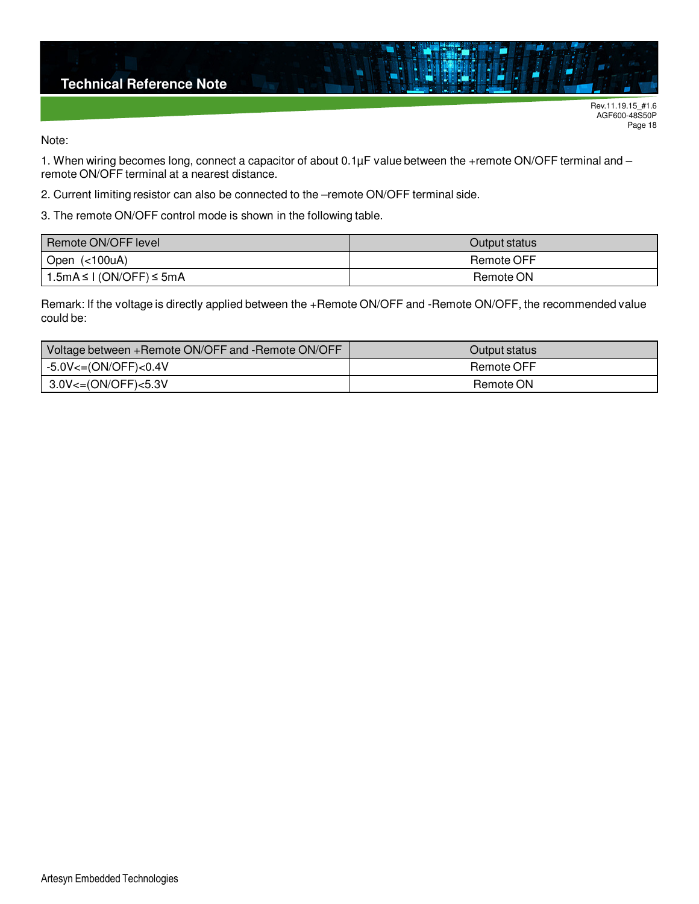Note:

1. When wiring becomes long, connect a capacitor of about 0.1µF value between the +remote ON/OFF terminal and –remote ON/OFF terminal at a nearest distance.

2. Current limiting resistor can also be connected to the –remote ON/OFF terminal side.

3. The remote ON/OFF control mode is shown in the following table.

| Remote ON/OFF level | Output status |
|---|---|
| Open (<100uA) | Remote OFF |
| 1.5mA ≤ I (ON/OFF) ≤ 5mA | Remote ON |

Remark: If the voltage is directly applied between the +Remote ON/OFF and -Remote ON/OFF, the recommended value could be:

| Voltage between +Remote ON/OFF and -Remote ON/OFF | Output status |
|---|---|
| -5.0V<=(ON/OFF)<0.4V | Remote OFF |
| 3.0V<=(ON/OFF)<5.3V | Remote ON |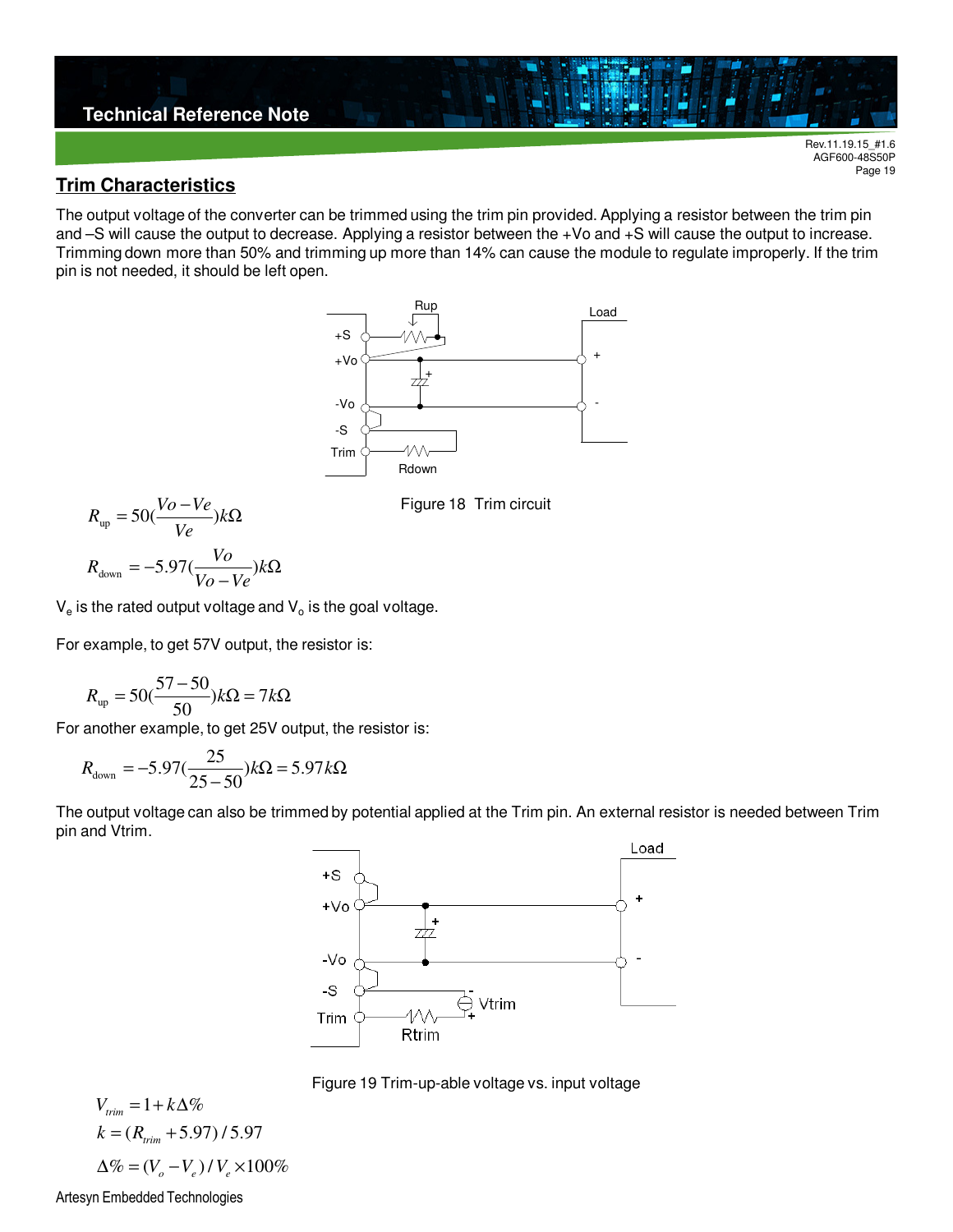## Trim Characteristics

The output voltage of the converter can be trimmed using the trim pin provided. Applying a resistor between the trim pin and –S will cause the output to decrease. Applying a resistor between the +Vo and +S will cause the output to increase. Trimming down more than 50% and trimming up more than 14% can cause the module to regulate improperly. If the trim pin is not needed, it should be left open.

Figure 18 Trim circuit

$$R_{up} = 50(\frac{Vo - Ve}{Ve})k\Omega$$

$$R_{down} = -5.97(\frac{Vo}{Vo - Ve})k\Omega$$

$V_e$ is the rated output voltage and $V_o$ is the goal voltage.

For example, to get 57V output, the resistor is:

$$R_{up} = 50(\frac{57 - 50}{50})k\Omega = 7k\Omega$$

For another example, to get 25V output, the resistor is:

$$R_{down} = -5.97(\frac{25}{25 - 50})k\Omega = 5.97k\Omega$$

The output voltage can also be trimmed by potential applied at the Trim pin. An external resistor is needed between Trim pin and Vtrim.

Figure 19 Trim-up-able voltage vs. input voltage

$$V_{trim} = 1 + k\Delta\%$$

$$k = (R_{trim} + 5.97) / 5.97$$

$$\Delta\% = (V_o - V_e) / V_e \times 100\%$$

Artesyn Embedded Technologies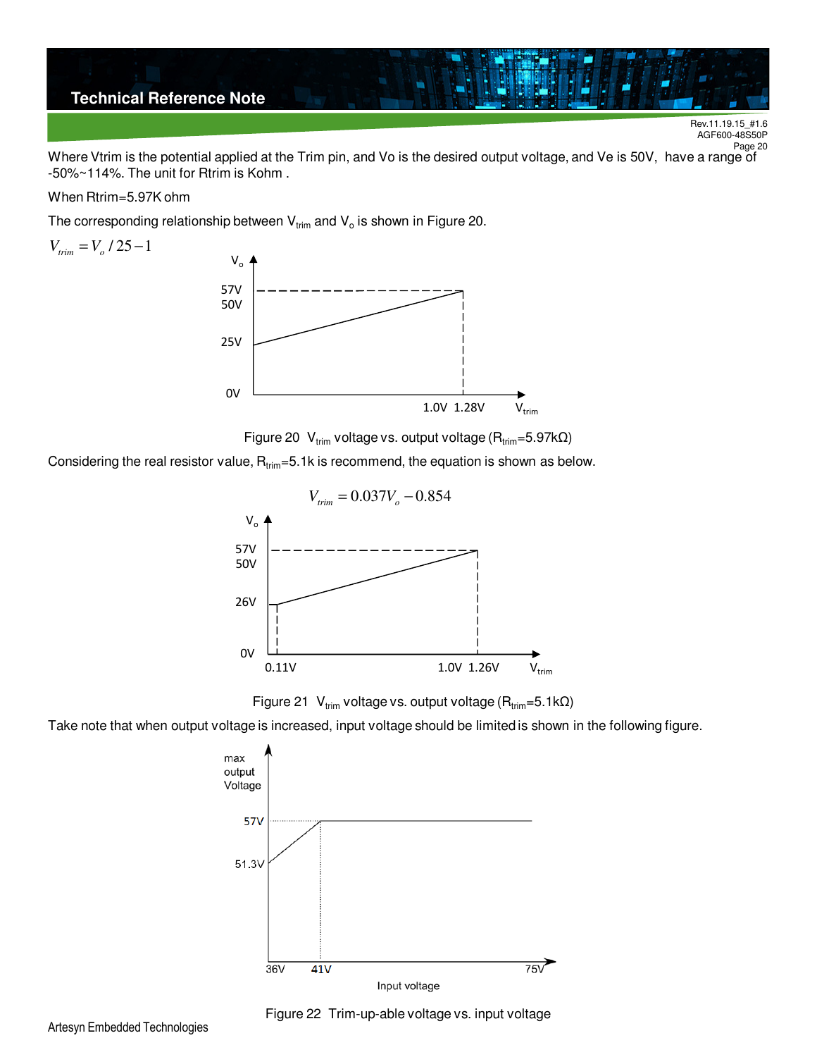Where Vtrim is the potential applied at the Trim pin, and Vo is the desired output voltage, and Ve is 50V, have a range of -50%~114%. The unit for Rtrim is Kohm .

When Rtrim=5.97K ohm

The corresponding relationship between $V_{trim}$ and $V_o$ is shown in Figure 20.

$$V_{trim} = V_o / 25 - 1$$

Figure 20 $V_{trim}$ voltage vs. output voltage ($R_{trim}$=5.97kΩ)

Considering the real resistor value, $R_{trim}$=5.1k is recommend, the equation is shown as below.

$$V_{trim} = 0.037V_o - 0.854$$

Figure 21 $V_{trim}$ voltage vs. output voltage ($R_{trim}$=5.1kΩ)

Take note that when output voltage is increased, input voltage should be limited is shown in the following figure.

Figure 22 Trim-up-able voltage vs. input voltage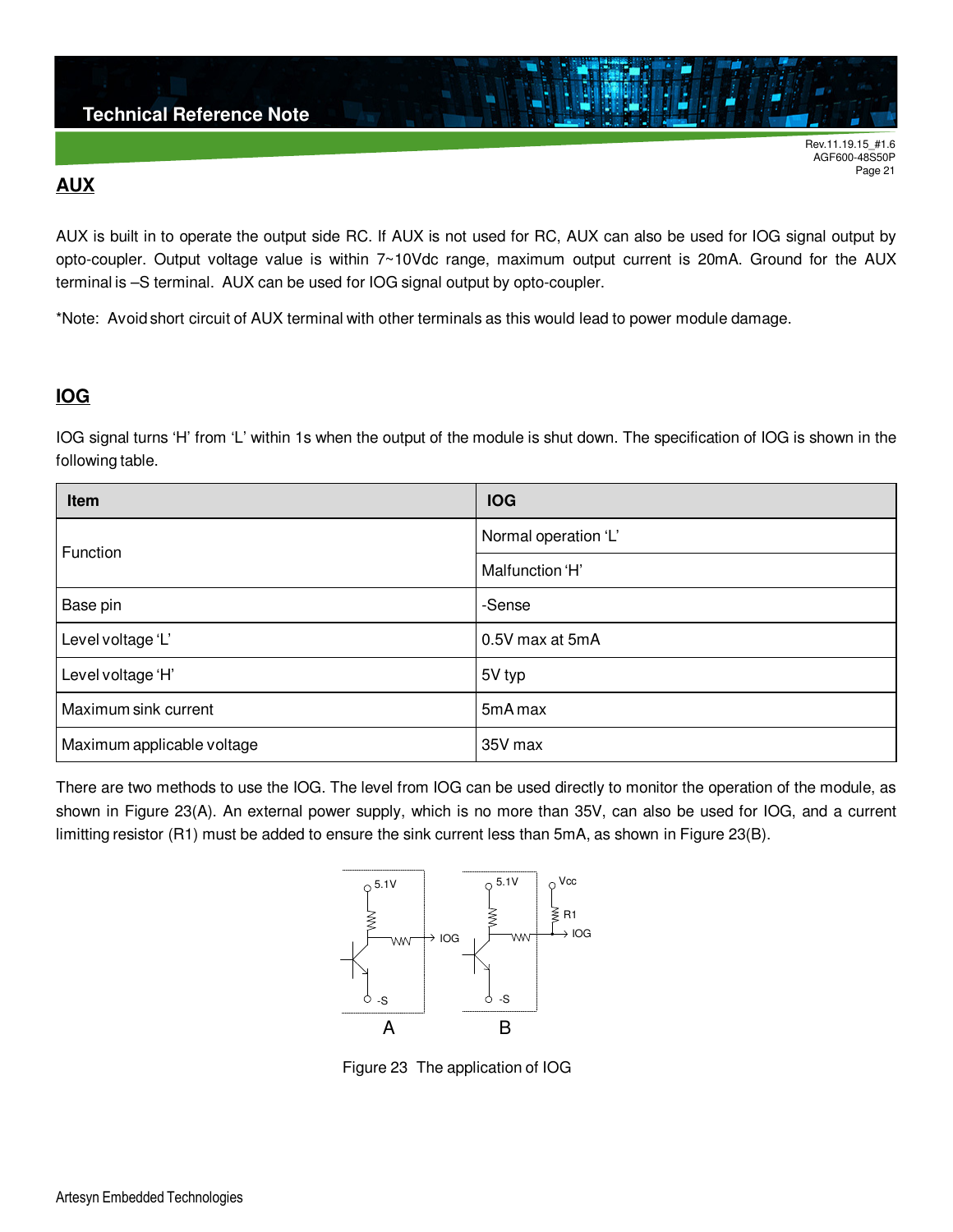## AUX

AUX is built in to operate the output side RC. If AUX is not used for RC, AUX can also be used for IOG signal output by opto-coupler. Output voltage value is within 7~10Vdc range, maximum output current is 20mA. Ground for the AUX terminal is –S terminal. AUX can be used for IOG signal output by opto-coupler.

*Note: Avoid short circuit of AUX terminal with other terminals as this would lead to power module damage.

## IOG

IOG signal turns ‘H’ from ‘L’ within 1s when the output of the module is shut down. The specification of IOG is shown in the following table.

| Item | IOG |
|---|---|
| Function | Normal operation ‘L’ |
| | Malfunction ‘H’ |
| Base pin | -Sense |
| Level voltage ‘L’ | 0.5V max at 5mA |
| Level voltage ‘H’ | 5V typ |
| Maximum sink current | 5mA max |
| Maximum applicable voltage | 35V max |

There are two methods to use the IOG. The level from IOG can be used directly to monitor the operation of the module, as shown in Figure 23(A). An external power supply, which is no more than 35V, can also be used for IOG, and a current limitting resistor (R1) must be added to ensure the sink current less than 5mA, as shown in Figure 23(B).

Figure 23 The application of IOG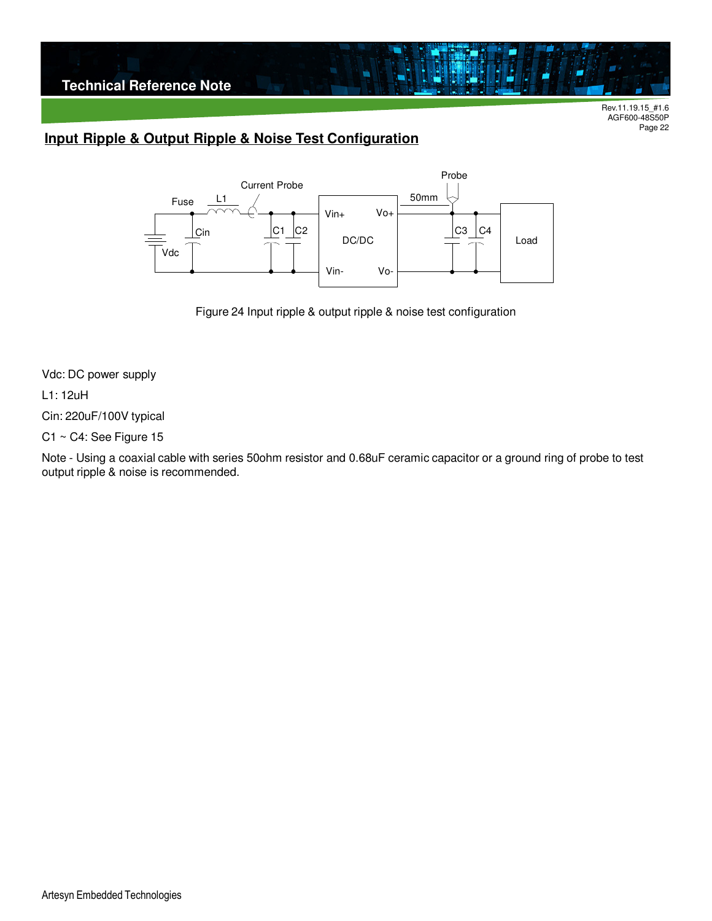## Input Ripple & Output Ripple & Noise Test Configuration

Figure 24 Input ripple & output ripple & noise test configuration

Vdc: DC power supply

L1: 12uH

Cin: 220uF/100V typical

C1 ~ C4: See Figure 15

Note - Using a coaxial cable with series 50ohm resistor and 0.68uF ceramic capacitor or a ground ring of probe to test output ripple & noise is recommended.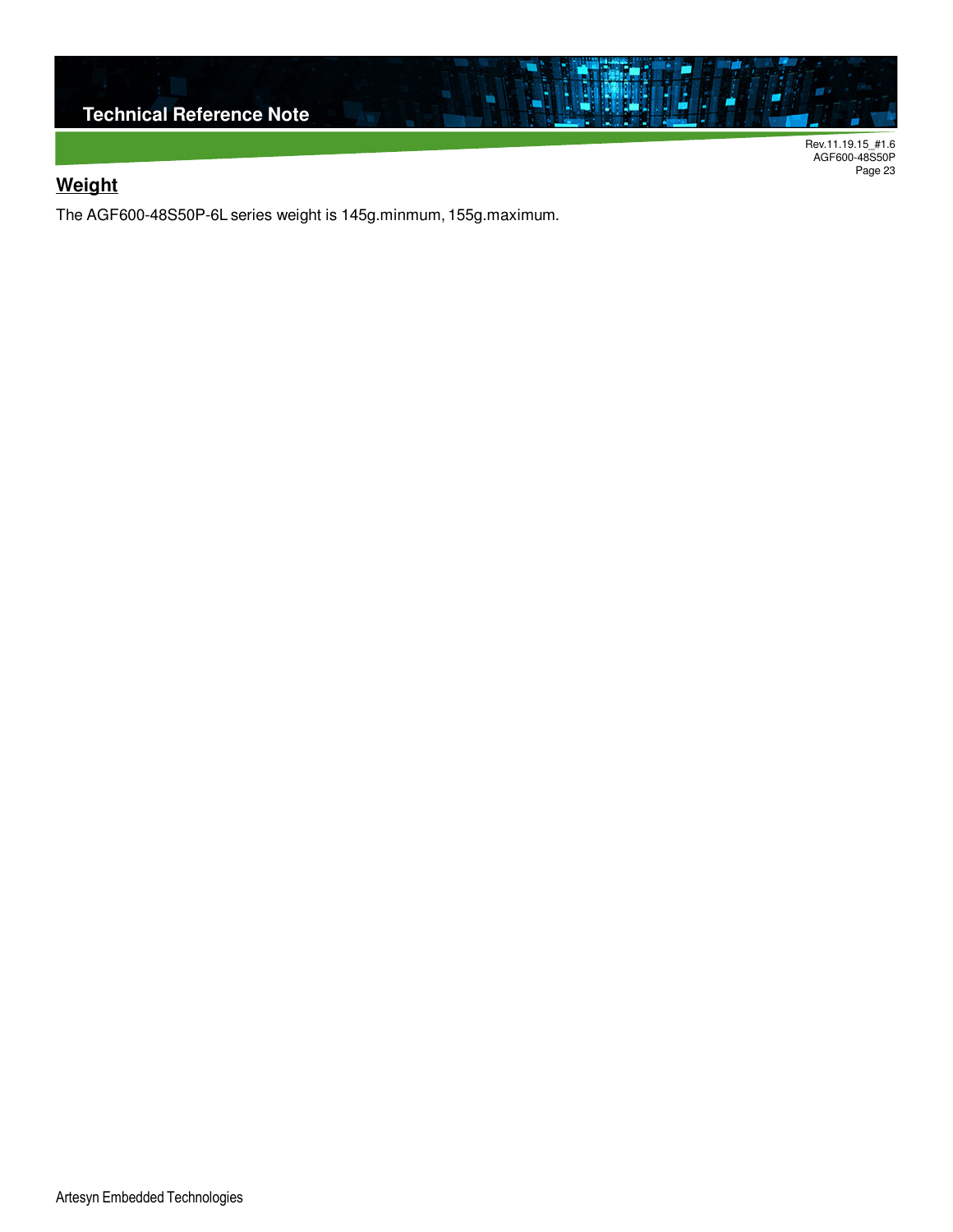## Weight

The AGF600-48S50P-6L series weight is 145g.minmum, 155g.maximum.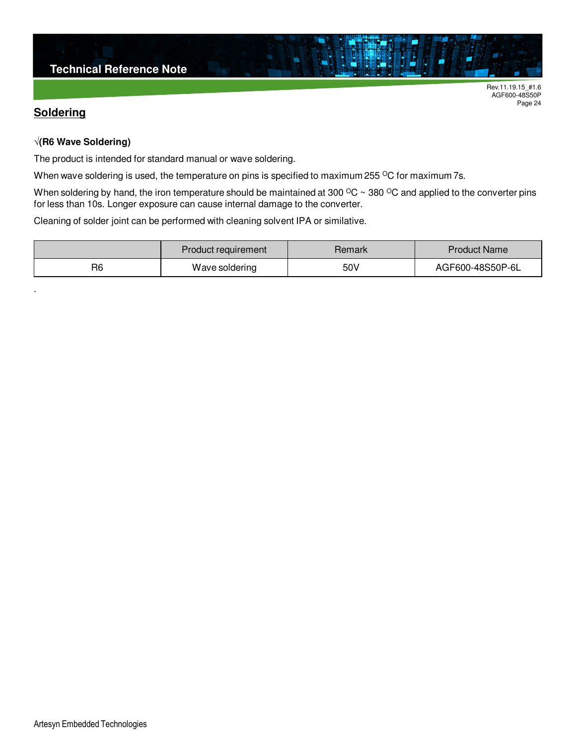## Soldering

**√(R6 Wave Soldering)**

The product is intended for standard manual or wave soldering.

When wave soldering is used, the temperature on pins is specified to maximum 255 $^{O}$C for maximum 7s.

When soldering by hand, the iron temperature should be maintained at 300 $^{O}$C ~ 380 $^{O}$C and applied to the converter pins for less than 10s. Longer exposure can cause internal damage to the converter.

Cleaning of solder joint can be performed with cleaning solvent IPA or similative.

| | Product requirement | Remark | Product Name |
|---|---|---|---|
| R6 | Wave soldering | 50V | AGF600-48S50P-6L |

.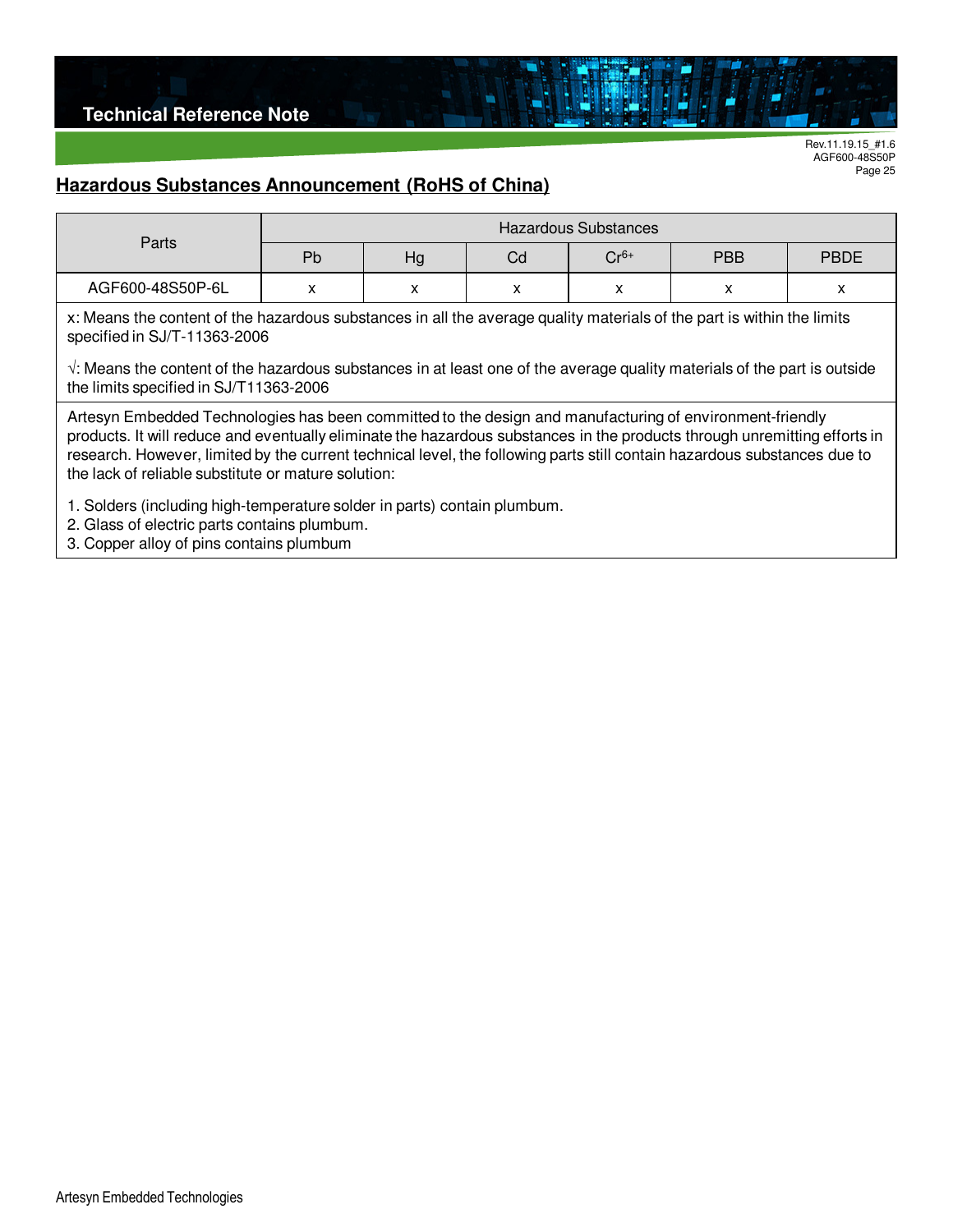## Hazardous Substances Announcement (RoHS of China)

| Parts | Hazardous Substances | | | | | |
|---|---|---|---|---|---|---|
| | Pb | Hg | Cd | $Cr^{6+}$ | PBB | PBDE |
| AGF600-48S50P-6L | x | x | x | x | x | x |

x: Means the content of the hazardous substances in all the average quality materials of the part is within the limits specified in SJ/T-11363-2006

√: Means the content of the hazardous substances in at least one of the average quality materials of the part is outside the limits specified in SJ/T11363-2006

Artesyn Embedded Technologies has been committed to the design and manufacturing of environment-friendly products. It will reduce and eventually eliminate the hazardous substances in the products through unremitting efforts in research. However, limited by the current technical level, the following parts still contain hazardous substances due to the lack of reliable substitute or mature solution:

1. Solders (including high-temperature solder in parts) contain plumbum.
2. Glass of electric parts contains plumbum.
3. Copper alloy of pins contains plumbum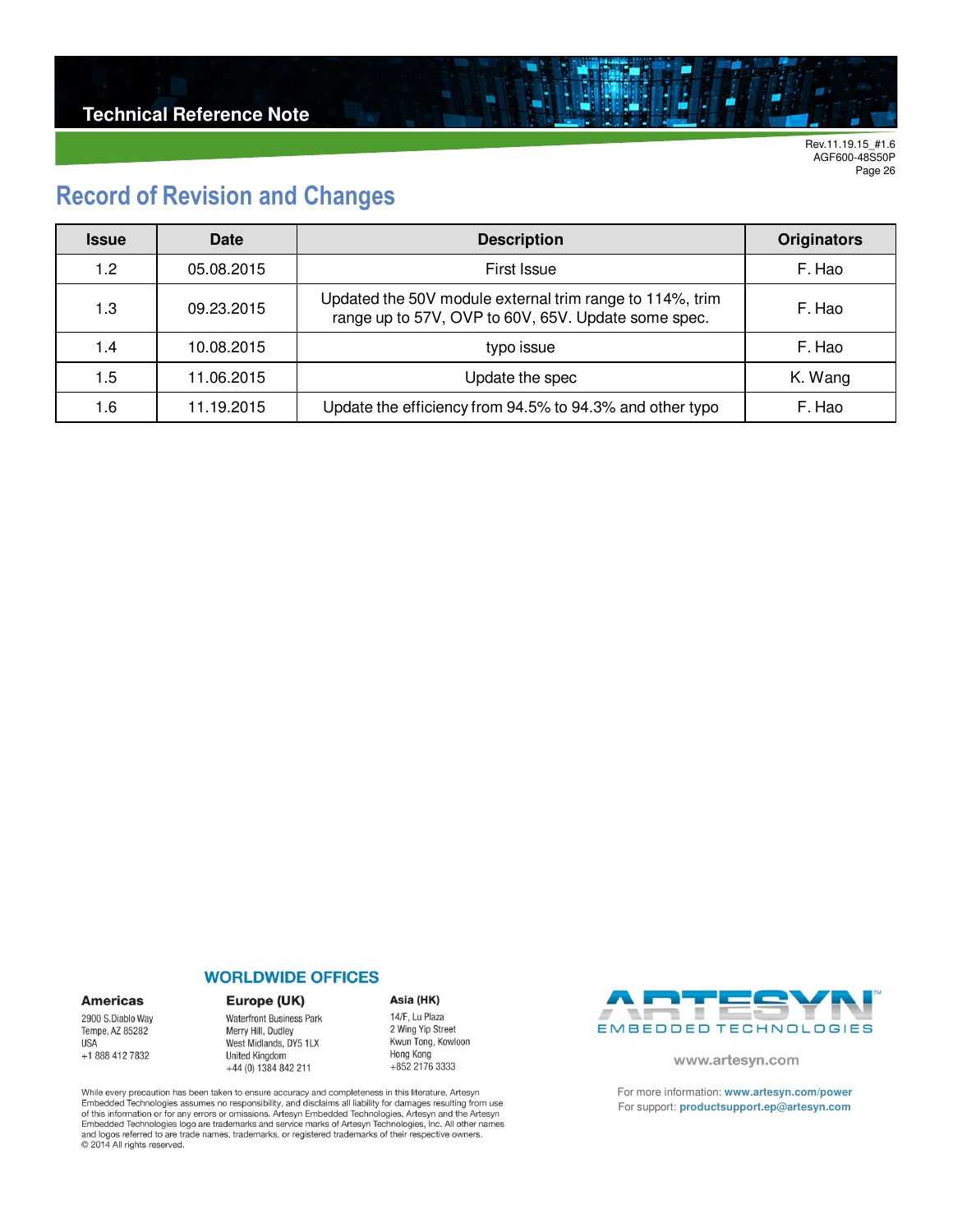## Record of Revision and Changes

| Issue | Date | Description | Originators |
|---|---|---|---|
| 1.2 | 05.08.2015 | First Issue | F. Hao |
| 1.3 | 09.23.2015 | Updated the 50V module external trim range to 114%, trim range up to 57V, OVP to 60V, 65V. Update some spec. | F. Hao |
| 1.4 | 10.08.2015 | typo issue | F. Hao |
| 1.5 | 11.06.2015 | Update the spec | K. Wang |
| 1.6 | 11.19.2015 | Update the efficiency from 94.5% to 94.3% and other typo | F. Hao |

### WORLDWIDE OFFICES

**Americas**
2900 S.Diablo Way
Tempe, AZ 85282
USA
+1 888 412 7832

**Europe (UK)**
Waterfront Business Park
Merry Hill, Dudley
West Midlands, DY5 1LX
United Kingdom
+44 (0) 1384 842 211

**Asia (HK)**
14/F, Lu Plaza
2 Wing Yip Street
Kwun Tong, Kowloon
Hong Kong
+852 2176 3333

ARTESYN EMBEDDED TECHNOLOGIES

www.artesyn.com

For more information: www.artesyn.com/power
For support: productsupport.ep@artesyn.com

While every precaution has been taken to ensure accuracy and completeness in this literature, Artesyn Embedded Technologies assumes no responsibility, and disclaims all liability for damages resulting from use of this information or for any errors or omissions. Artesyn Embedded Technologies, Artesyn and the Artesyn Embedded Technologies logo are trademarks and service marks of Artesyn Technologies, Inc. All other names and logos referred to are trade names, trademarks, or registered trademarks of their respective owners.
© 2014 All rights reserved.